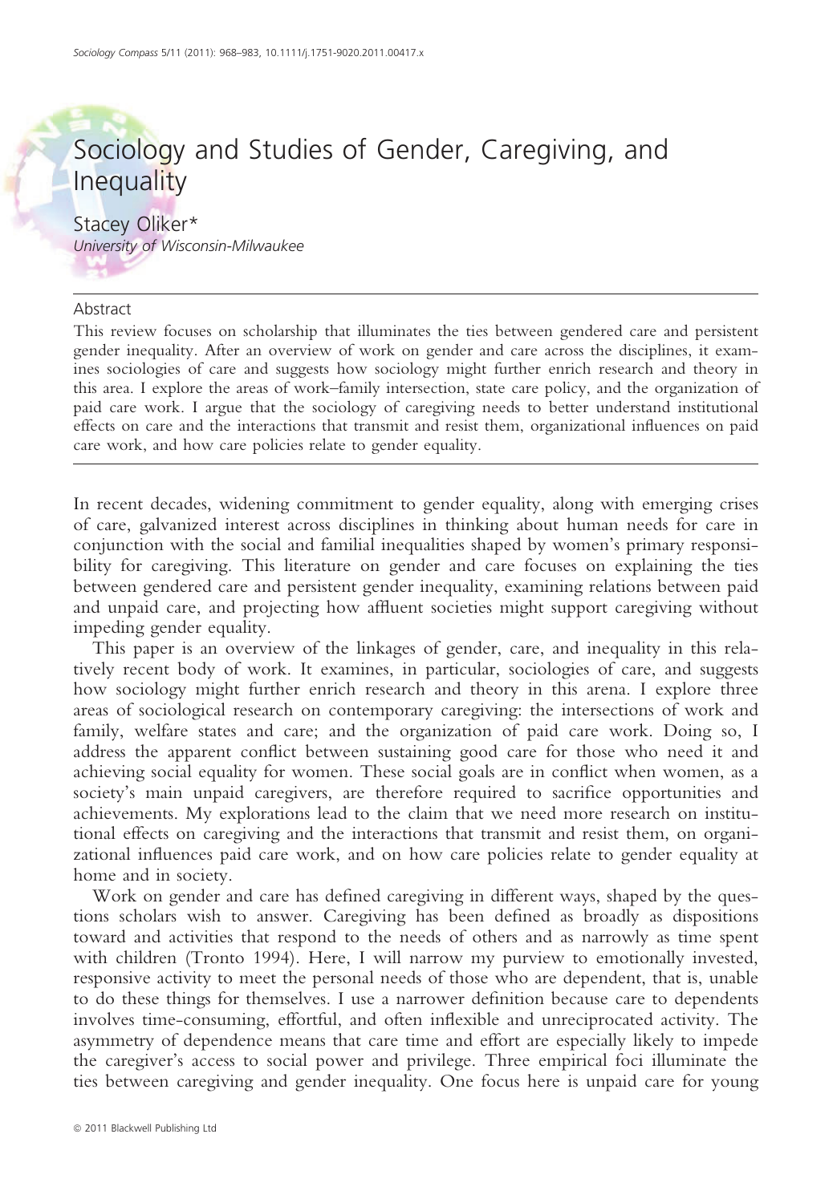# Sociology and Studies of Gender, Caregiving, and Inequality

Stacey Oliker*
*University of Wisconsin-Milwaukee*

## Abstract

This review focuses on scholarship that illuminates the ties between gendered care and persistent gender inequality. After an overview of work on gender and care across the disciplines, it examines sociologies of care and suggests how sociology might further enrich research and theory in this area. I explore the areas of work–family intersection, state care policy, and the organization of paid care work. I argue that the sociology of caregiving needs to better understand institutional effects on care and the interactions that transmit and resist them, organizational influences on paid care work, and how care policies relate to gender equality.

In recent decades, widening commitment to gender equality, along with emerging crises of care, galvanized interest across disciplines in thinking about human needs for care in conjunction with the social and familial inequalities shaped by women's primary responsibility for caregiving. This literature on gender and care focuses on explaining the ties between gendered care and persistent gender inequality, examining relations between paid and unpaid care, and projecting how affluent societies might support caregiving without impeding gender equality.

This paper is an overview of the linkages of gender, care, and inequality in this relatively recent body of work. It examines, in particular, sociologies of care, and suggests how sociology might further enrich research and theory in this arena. I explore three areas of sociological research on contemporary caregiving: the intersections of work and family, welfare states and care; and the organization of paid care work. Doing so, I address the apparent conflict between sustaining good care for those who need it and achieving social equality for women. These social goals are in conflict when women, as a society's main unpaid caregivers, are therefore required to sacrifice opportunities and achievements. My explorations lead to the claim that we need more research on institutional effects on caregiving and the interactions that transmit and resist them, on organizational influences paid care work, and on how care policies relate to gender equality at home and in society.

Work on gender and care has defined caregiving in different ways, shaped by the questions scholars wish to answer. Caregiving has been defined as broadly as dispositions toward and activities that respond to the needs of others and as narrowly as time spent with children (Tronto 1994). Here, I will narrow my purview to emotionally invested, responsive activity to meet the personal needs of those who are dependent, that is, unable to do these things for themselves. I use a narrower definition because care to dependents involves time-consuming, effortful, and often inflexible and unreciprocated activity. The asymmetry of dependence means that care time and effort are especially likely to impede the caregiver's access to social power and privilege. Three empirical foci illuminate the ties between caregiving and gender inequality. One focus here is unpaid care for young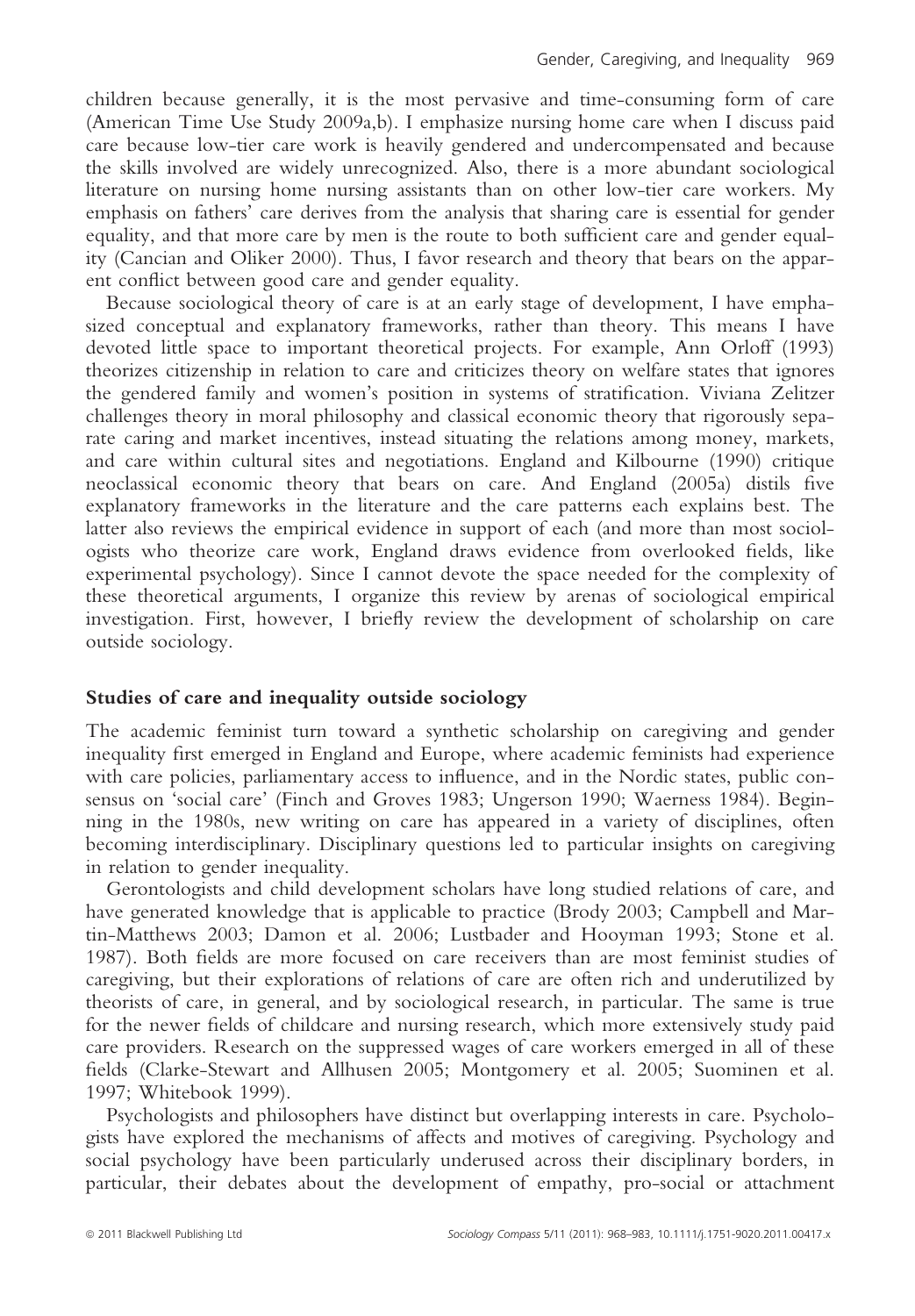children because generally, it is the most pervasive and time-consuming form of care (American Time Use Study 2009a,b). I emphasize nursing home care when I discuss paid care because low-tier care work is heavily gendered and undercompensated and because the skills involved are widely unrecognized. Also, there is a more abundant sociological literature on nursing home nursing assistants than on other low-tier care workers. My emphasis on fathers' care derives from the analysis that sharing care is essential for gender equality, and that more care by men is the route to both sufficient care and gender equality (Cancian and Oliker 2000). Thus, I favor research and theory that bears on the apparent conflict between good care and gender equality.

Because sociological theory of care is at an early stage of development, I have emphasized conceptual and explanatory frameworks, rather than theory. This means I have devoted little space to important theoretical projects. For example, Ann Orloff (1993) theorizes citizenship in relation to care and criticizes theory on welfare states that ignores the gendered family and women's position in systems of stratification. Viviana Zelitzer challenges theory in moral philosophy and classical economic theory that rigorously separate caring and market incentives, instead situating the relations among money, markets, and care within cultural sites and negotiations. England and Kilbourne (1990) critique neoclassical economic theory that bears on care. And England (2005a) distils five explanatory frameworks in the literature and the care patterns each explains best. The latter also reviews the empirical evidence in support of each (and more than most sociologists who theorize care work, England draws evidence from overlooked fields, like experimental psychology). Since I cannot devote the space needed for the complexity of these theoretical arguments, I organize this review by arenas of sociological empirical investigation. First, however, I briefly review the development of scholarship on care outside sociology.

## Studies of care and inequality outside sociology

The academic feminist turn toward a synthetic scholarship on caregiving and gender inequality first emerged in England and Europe, where academic feminists had experience with care policies, parliamentary access to influence, and in the Nordic states, public consensus on 'social care' (Finch and Groves 1983; Ungerson 1990; Waerness 1984). Beginning in the 1980s, new writing on care has appeared in a variety of disciplines, often becoming interdisciplinary. Disciplinary questions led to particular insights on caregiving in relation to gender inequality.

Gerontologists and child development scholars have long studied relations of care, and have generated knowledge that is applicable to practice (Brody 2003; Campbell and Martin-Matthews 2003; Damon et al. 2006; Lustbader and Hooyman 1993; Stone et al. 1987). Both fields are more focused on care receivers than are most feminist studies of caregiving, but their explorations of relations of care are often rich and underutilized by theorists of care, in general, and by sociological research, in particular. The same is true for the newer fields of childcare and nursing research, which more extensively study paid care providers. Research on the suppressed wages of care workers emerged in all of these fields (Clarke-Stewart and Allhusen 2005; Montgomery et al. 2005; Suominen et al. 1997; Whitebook 1999).

Psychologists and philosophers have distinct but overlapping interests in care. Psychologists have explored the mechanisms of affects and motives of caregiving. Psychology and social psychology have been particularly underused across their disciplinary borders, in particular, their debates about the development of empathy, pro-social or attachment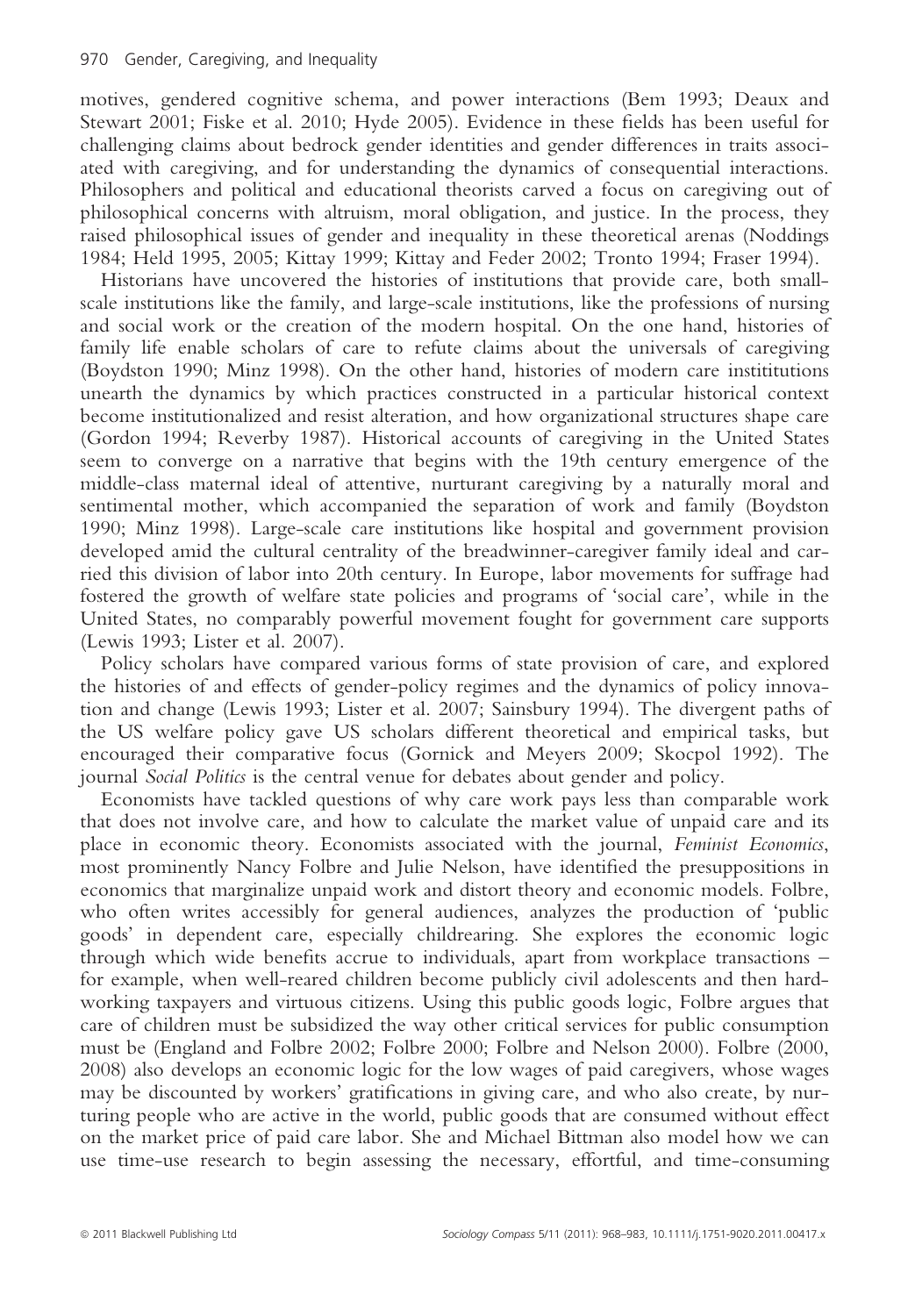motives, gendered cognitive schema, and power interactions (Bem 1993; Deaux and Stewart 2001; Fiske et al. 2010; Hyde 2005). Evidence in these fields has been useful for challenging claims about bedrock gender identities and gender differences in traits associated with caregiving, and for understanding the dynamics of consequential interactions. Philosophers and political and educational theorists carved a focus on caregiving out of philosophical concerns with altruism, moral obligation, and justice. In the process, they raised philosophical issues of gender and inequality in these theoretical arenas (Noddings 1984; Held 1995, 2005; Kittay 1999; Kittay and Feder 2002; Tronto 1994; Fraser 1994).

Historians have uncovered the histories of institutions that provide care, both small-scale institutions like the family, and large-scale institutions, like the professions of nursing and social work or the creation of the modern hospital. On the one hand, histories of family life enable scholars of care to refute claims about the universals of caregiving (Boydston 1990; Minz 1998). On the other hand, histories of modern care instititutions unearth the dynamics by which practices constructed in a particular historical context become institutionalized and resist alteration, and how organizational structures shape care (Gordon 1994; Reverby 1987). Historical accounts of caregiving in the United States seem to converge on a narrative that begins with the 19th century emergence of the middle-class maternal ideal of attentive, nurturant caregiving by a naturally moral and sentimental mother, which accompanied the separation of work and family (Boydston 1990; Minz 1998). Large-scale care institutions like hospital and government provision developed amid the cultural centrality of the breadwinner-caregiver family ideal and carried this division of labor into 20th century. In Europe, labor movements for suffrage had fostered the growth of welfare state policies and programs of 'social care', while in the United States, no comparably powerful movement fought for government care supports (Lewis 1993; Lister et al. 2007).

Policy scholars have compared various forms of state provision of care, and explored the histories of and effects of gender-policy regimes and the dynamics of policy innovation and change (Lewis 1993; Lister et al. 2007; Sainsbury 1994). The divergent paths of the US welfare policy gave US scholars different theoretical and empirical tasks, but encouraged their comparative focus (Gornick and Meyers 2009; Skocpol 1992). The journal *Social Politics* is the central venue for debates about gender and policy.

Economists have tackled questions of why care work pays less than comparable work that does not involve care, and how to calculate the market value of unpaid care and its place in economic theory. Economists associated with the journal, *Feminist Economics*, most prominently Nancy Folbre and Julie Nelson, have identified the presuppositions in economics that marginalize unpaid work and distort theory and economic models. Folbre, who often writes accessibly for general audiences, analyzes the production of 'public goods' in dependent care, especially childrearing. She explores the economic logic through which wide benefits accrue to individuals, apart from workplace transactions – for example, when well-reared children become publicly civil adolescents and then hard-working taxpayers and virtuous citizens. Using this public goods logic, Folbre argues that care of children must be subsidized the way other critical services for public consumption must be (England and Folbre 2002; Folbre 2000; Folbre and Nelson 2000). Folbre (2000, 2008) also develops an economic logic for the low wages of paid caregivers, whose wages may be discounted by workers' gratifications in giving care, and who also create, by nurturing people who are active in the world, public goods that are consumed without effect on the market price of paid care labor. She and Michael Bittman also model how we can use time-use research to begin assessing the necessary, effortful, and time-consuming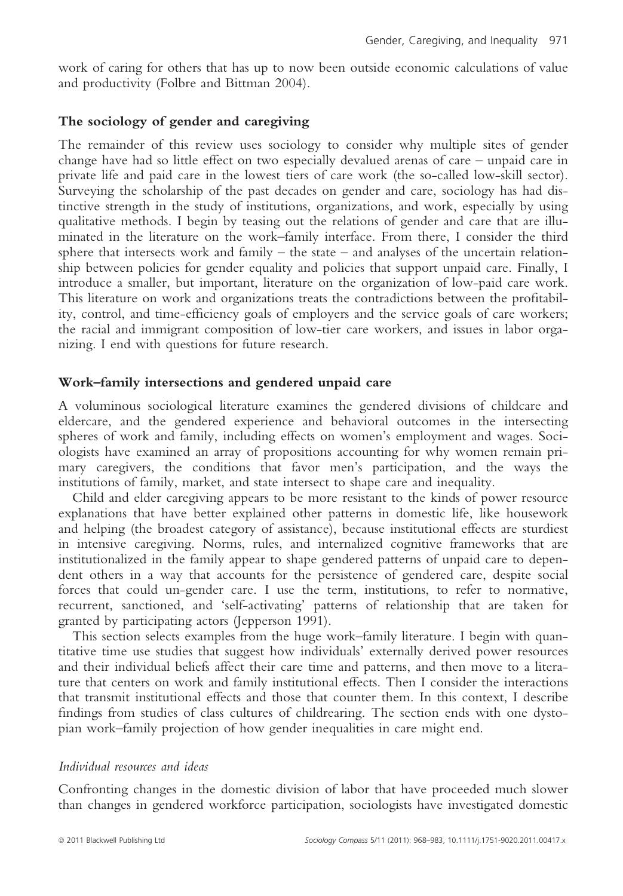work of caring for others that has up to now been outside economic calculations of value and productivity (Folbre and Bittman 2004).

## The sociology of gender and caregiving

The remainder of this review uses sociology to consider why multiple sites of gender change have had so little effect on two especially devalued arenas of care – unpaid care in private life and paid care in the lowest tiers of care work (the so-called low-skill sector). Surveying the scholarship of the past decades on gender and care, sociology has had distinctive strength in the study of institutions, organizations, and work, especially by using qualitative methods. I begin by teasing out the relations of gender and care that are illuminated in the literature on the work–family interface. From there, I consider the third sphere that intersects work and family – the state – and analyses of the uncertain relationship between policies for gender equality and policies that support unpaid care. Finally, I introduce a smaller, but important, literature on the organization of low-paid care work. This literature on work and organizations treats the contradictions between the profitability, control, and time-efficiency goals of employers and the service goals of care workers; the racial and immigrant composition of low-tier care workers, and issues in labor organizing. I end with questions for future research.

## Work–family intersections and gendered unpaid care

A voluminous sociological literature examines the gendered divisions of childcare and eldercare, and the gendered experience and behavioral outcomes in the intersecting spheres of work and family, including effects on women's employment and wages. Sociologists have examined an array of propositions accounting for why women remain primary caregivers, the conditions that favor men's participation, and the ways the institutions of family, market, and state intersect to shape care and inequality.

Child and elder caregiving appears to be more resistant to the kinds of power resource explanations that have better explained other patterns in domestic life, like housework and helping (the broadest category of assistance), because institutional effects are sturdiest in intensive caregiving. Norms, rules, and internalized cognitive frameworks that are institutionalized in the family appear to shape gendered patterns of unpaid care to dependent others in a way that accounts for the persistence of gendered care, despite social forces that could un-gender care. I use the term, institutions, to refer to normative, recurrent, sanctioned, and 'self-activating' patterns of relationship that are taken for granted by participating actors (Jepperson 1991).

This section selects examples from the huge work–family literature. I begin with quantitative time use studies that suggest how individuals' externally derived power resources and their individual beliefs affect their care time and patterns, and then move to a literature that centers on work and family institutional effects. Then I consider the interactions that transmit institutional effects and those that counter them. In this context, I describe findings from studies of class cultures of childrearing. The section ends with one dystopian work–family projection of how gender inequalities in care might end.

### *Individual resources and ideas*

Confronting changes in the domestic division of labor that have proceeded much slower than changes in gendered workforce participation, sociologists have investigated domestic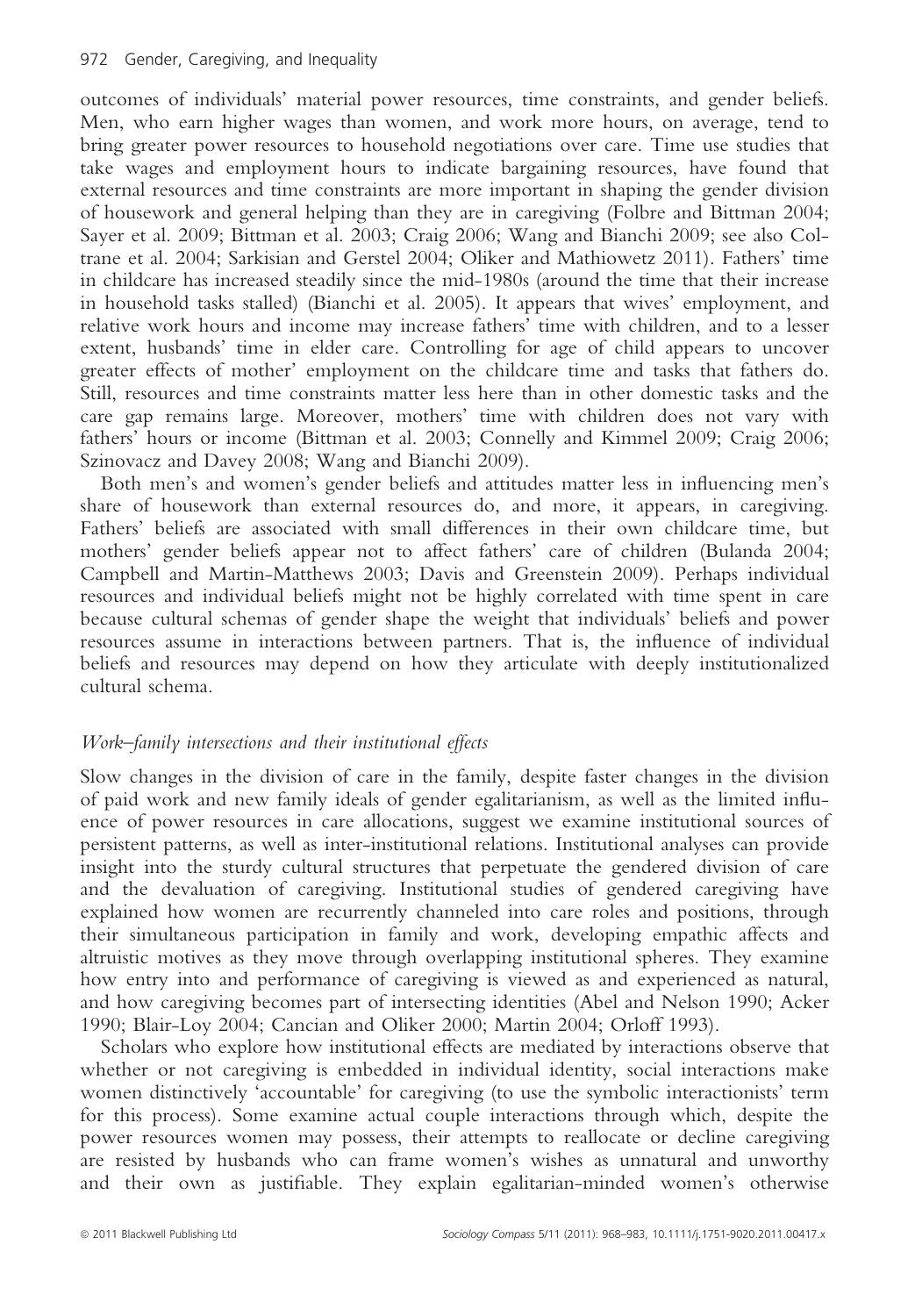outcomes of individuals' material power resources, time constraints, and gender beliefs. Men, who earn higher wages than women, and work more hours, on average, tend to bring greater power resources to household negotiations over care. Time use studies that take wages and employment hours to indicate bargaining resources, have found that external resources and time constraints are more important in shaping the gender division of housework and general helping than they are in caregiving (Folbre and Bittman 2004; Sayer et al. 2009; Bittman et al. 2003; Craig 2006; Wang and Bianchi 2009; see also Coltrane et al. 2004; Sarkisian and Gerstel 2004; Oliker and Mathiowetz 2011). Fathers' time in childcare has increased steadily since the mid-1980s (around the time that their increase in household tasks stalled) (Bianchi et al. 2005). It appears that wives' employment, and relative work hours and income may increase fathers' time with children, and to a lesser extent, husbands' time in elder care. Controlling for age of child appears to uncover greater effects of mother' employment on the childcare time and tasks that fathers do. Still, resources and time constraints matter less here than in other domestic tasks and the care gap remains large. Moreover, mothers' time with children does not vary with fathers' hours or income (Bittman et al. 2003; Connelly and Kimmel 2009; Craig 2006; Szinovacz and Davey 2008; Wang and Bianchi 2009).

Both men's and women's gender beliefs and attitudes matter less in influencing men's share of housework than external resources do, and more, it appears, in caregiving. Fathers' beliefs are associated with small differences in their own childcare time, but mothers' gender beliefs appear not to affect fathers' care of children (Bulanda 2004; Campbell and Martin-Matthews 2003; Davis and Greenstein 2009). Perhaps individual resources and individual beliefs might not be highly correlated with time spent in care because cultural schemas of gender shape the weight that individuals' beliefs and power resources assume in interactions between partners. That is, the influence of individual beliefs and resources may depend on how they articulate with deeply institutionalized cultural schema.

### *Work–family intersections and their institutional effects*

Slow changes in the division of care in the family, despite faster changes in the division of paid work and new family ideals of gender egalitarianism, as well as the limited influence of power resources in care allocations, suggest we examine institutional sources of persistent patterns, as well as inter-institutional relations. Institutional analyses can provide insight into the sturdy cultural structures that perpetuate the gendered division of care and the devaluation of caregiving. Institutional studies of gendered caregiving have explained how women are recurrently channeled into care roles and positions, through their simultaneous participation in family and work, developing empathic affects and altruistic motives as they move through overlapping institutional spheres. They examine how entry into and performance of caregiving is viewed as and experienced as natural, and how caregiving becomes part of intersecting identities (Abel and Nelson 1990; Acker 1990; Blair-Loy 2004; Cancian and Oliker 2000; Martin 2004; Orloff 1993).

Scholars who explore how institutional effects are mediated by interactions observe that whether or not caregiving is embedded in individual identity, social interactions make women distinctively 'accountable' for caregiving (to use the symbolic interactionists' term for this process). Some examine actual couple interactions through which, despite the power resources women may possess, their attempts to reallocate or decline caregiving are resisted by husbands who can frame women's wishes as unnatural and unworthy and their own as justifiable. They explain egalitarian-minded women's otherwise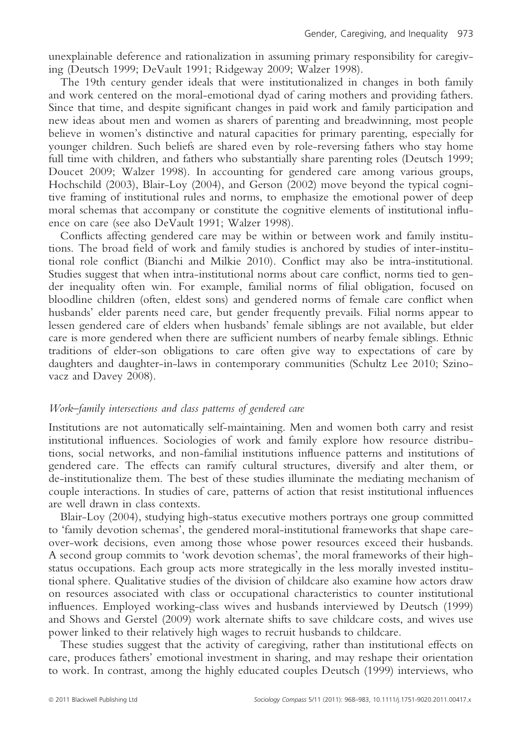unexplainable deference and rationalization in assuming primary responsibility for caregiving (Deutsch 1999; DeVault 1991; Ridgeway 2009; Walzer 1998).

The 19th century gender ideals that were institutionalized in changes in both family and work centered on the moral-emotional dyad of caring mothers and providing fathers. Since that time, and despite significant changes in paid work and family participation and new ideas about men and women as sharers of parenting and breadwinning, most people believe in women's distinctive and natural capacities for primary parenting, especially for younger children. Such beliefs are shared even by role-reversing fathers who stay home full time with children, and fathers who substantially share parenting roles (Deutsch 1999; Doucet 2009; Walzer 1998). In accounting for gendered care among various groups, Hochschild (2003), Blair-Loy (2004), and Gerson (2002) move beyond the typical cognitive framing of institutional rules and norms, to emphasize the emotional power of deep moral schemas that accompany or constitute the cognitive elements of institutional influence on care (see also DeVault 1991; Walzer 1998).

Conflicts affecting gendered care may be within or between work and family institutions. The broad field of work and family studies is anchored by studies of inter-institutional role conflict (Bianchi and Milkie 2010). Conflict may also be intra-institutional. Studies suggest that when intra-institutional norms about care conflict, norms tied to gender inequality often win. For example, familial norms of filial obligation, focused on bloodline children (often, eldest sons) and gendered norms of female care conflict when husbands' elder parents need care, but gender frequently prevails. Filial norms appear to lessen gendered care of elders when husbands' female siblings are not available, but elder care is more gendered when there are sufficient numbers of nearby female siblings. Ethnic traditions of elder-son obligations to care often give way to expectations of care by daughters and daughter-in-laws in contemporary communities (Schultz Lee 2010; Szinovacz and Davey 2008).

### *Work–family intersections and class patterns of gendered care*

Institutions are not automatically self-maintaining. Men and women both carry and resist institutional influences. Sociologies of work and family explore how resource distributions, social networks, and non-familial institutions influence patterns and institutions of gendered care. The effects can ramify cultural structures, diversify and alter them, or de-institutionalize them. The best of these studies illuminate the mediating mechanism of couple interactions. In studies of care, patterns of action that resist institutional influences are well drawn in class contexts.

Blair-Loy (2004), studying high-status executive mothers portrays one group committed to 'family devotion schemas', the gendered moral-institutional frameworks that shape care-over-work decisions, even among those whose power resources exceed their husbands. A second group commits to 'work devotion schemas', the moral frameworks of their high-status occupations. Each group acts more strategically in the less morally invested institutional sphere. Qualitative studies of the division of childcare also examine how actors draw on resources associated with class or occupational characteristics to counter institutional influences. Employed working-class wives and husbands interviewed by Deutsch (1999) and Shows and Gerstel (2009) work alternate shifts to save childcare costs, and wives use power linked to their relatively high wages to recruit husbands to childcare.

These studies suggest that the activity of caregiving, rather than institutional effects on care, produces fathers' emotional investment in sharing, and may reshape their orientation to work. In contrast, among the highly educated couples Deutsch (1999) interviews, who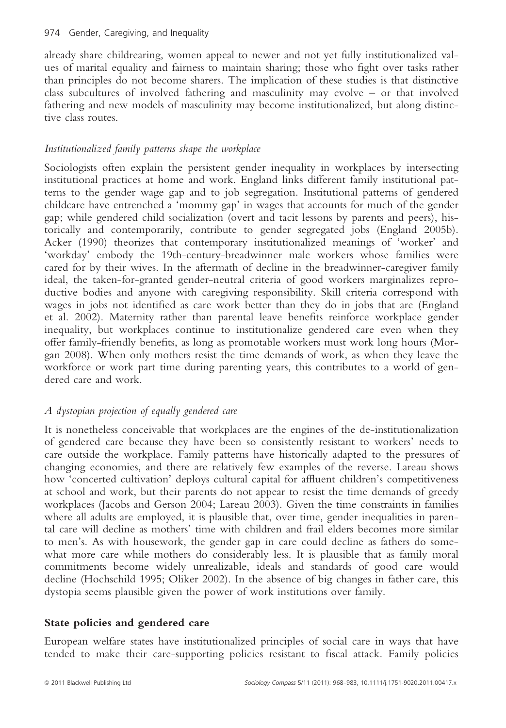already share childrearing, women appeal to newer and not yet fully institutionalized values of marital equality and fairness to maintain sharing; those who fight over tasks rather than principles do not become sharers. The implication of these studies is that distinctive class subcultures of involved fathering and masculinity may evolve – or that involved fathering and new models of masculinity may become institutionalized, but along distinctive class routes.

### *Institutionalized family patterns shape the workplace*

Sociologists often explain the persistent gender inequality in workplaces by intersecting institutional practices at home and work. England links different family institutional patterns to the gender wage gap and to job segregation. Institutional patterns of gendered childcare have entrenched a 'mommy gap' in wages that accounts for much of the gender gap; while gendered child socialization (overt and tacit lessons by parents and peers), historically and contemporarily, contribute to gender segregated jobs (England 2005b). Acker (1990) theorizes that contemporary institutionalized meanings of 'worker' and 'workday' embody the 19th-century-breadwinner male workers whose families were cared for by their wives. In the aftermath of decline in the breadwinner-caregiver family ideal, the taken-for-granted gender-neutral criteria of good workers marginalizes reproductive bodies and anyone with caregiving responsibility. Skill criteria correspond with wages in jobs not identified as care work better than they do in jobs that are (England et al. 2002). Maternity rather than parental leave benefits reinforce workplace gender inequality, but workplaces continue to institutionalize gendered care even when they offer family-friendly benefits, as long as promotable workers must work long hours (Morgan 2008). When only mothers resist the time demands of work, as when they leave the workforce or work part time during parenting years, this contributes to a world of gendered care and work.

### *A dystopian projection of equally gendered care*

It is nonetheless conceivable that workplaces are the engines of the de-institutionalization of gendered care because they have been so consistently resistant to workers' needs to care outside the workplace. Family patterns have historically adapted to the pressures of changing economies, and there are relatively few examples of the reverse. Lareau shows how 'concerted cultivation' deploys cultural capital for affluent children's competitiveness at school and work, but their parents do not appear to resist the time demands of greedy workplaces (Jacobs and Gerson 2004; Lareau 2003). Given the time constraints in families where all adults are employed, it is plausible that, over time, gender inequalities in parental care will decline as mothers' time with children and frail elders becomes more similar to men's. As with housework, the gender gap in care could decline as fathers do somewhat more care while mothers do considerably less. It is plausible that as family moral commitments become widely unrealizable, ideals and standards of good care would decline (Hochschild 1995; Oliker 2002). In the absence of big changes in father care, this dystopia seems plausible given the power of work institutions over family.

## State policies and gendered care

European welfare states have institutionalized principles of social care in ways that have tended to make their care-supporting policies resistant to fiscal attack. Family policies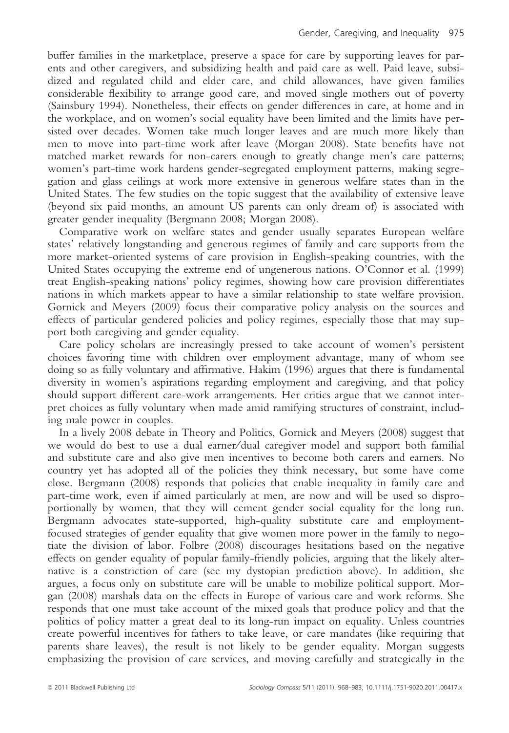buffer families in the marketplace, preserve a space for care by supporting leaves for parents and other caregivers, and subsidizing health and paid care as well. Paid leave, subsidized and regulated child and elder care, and child allowances, have given families considerable flexibility to arrange good care, and moved single mothers out of poverty (Sainsbury 1994). Nonetheless, their effects on gender differences in care, at home and in the workplace, and on women's social equality have been limited and the limits have persisted over decades. Women take much longer leaves and are much more likely than men to move into part-time work after leave (Morgan 2008). State benefits have not matched market rewards for non-carers enough to greatly change men's care patterns; women's part-time work hardens gender-segregated employment patterns, making segregation and glass ceilings at work more extensive in generous welfare states than in the United States. The few studies on the topic suggest that the availability of extensive leave (beyond six paid months, an amount US parents can only dream of) is associated with greater gender inequality (Bergmann 2008; Morgan 2008).

Comparative work on welfare states and gender usually separates European welfare states' relatively longstanding and generous regimes of family and care supports from the more market-oriented systems of care provision in English-speaking countries, with the United States occupying the extreme end of ungenerous nations. O'Connor et al. (1999) treat English-speaking nations' policy regimes, showing how care provision differentiates nations in which markets appear to have a similar relationship to state welfare provision. Gornick and Meyers (2009) focus their comparative policy analysis on the sources and effects of particular gendered policies and policy regimes, especially those that may support both caregiving and gender equality.

Care policy scholars are increasingly pressed to take account of women's persistent choices favoring time with children over employment advantage, many of whom see doing so as fully voluntary and affirmative. Hakim (1996) argues that there is fundamental diversity in women's aspirations regarding employment and caregiving, and that policy should support different care-work arrangements. Her critics argue that we cannot interpret choices as fully voluntary when made amid ramifying structures of constraint, including male power in couples.

In a lively 2008 debate in Theory and Politics, Gornick and Meyers (2008) suggest that we would do best to use a dual earner/dual caregiver model and support both familial and substitute care and also give men incentives to become both carers and earners. No country yet has adopted all of the policies they think necessary, but some have come close. Bergmann (2008) responds that policies that enable inequality in family care and part-time work, even if aimed particularly at men, are now and will be used so disproportionally by women, that they will cement gender social equality for the long run. Bergmann advocates state-supported, high-quality substitute care and employment-focused strategies of gender equality that give women more power in the family to negotiate the division of labor. Folbre (2008) discourages hesitations based on the negative effects on gender equality of popular family-friendly policies, arguing that the likely alternative is a constriction of care (see my dystopian prediction above). In addition, she argues, a focus only on substitute care will be unable to mobilize political support. Morgan (2008) marshals data on the effects in Europe of various care and work reforms. She responds that one must take account of the mixed goals that produce policy and that the politics of policy matter a great deal to its long-run impact on equality. Unless countries create powerful incentives for fathers to take leave, or care mandates (like requiring that parents share leaves), the result is not likely to be gender equality. Morgan suggests emphasizing the provision of care services, and moving carefully and strategically in the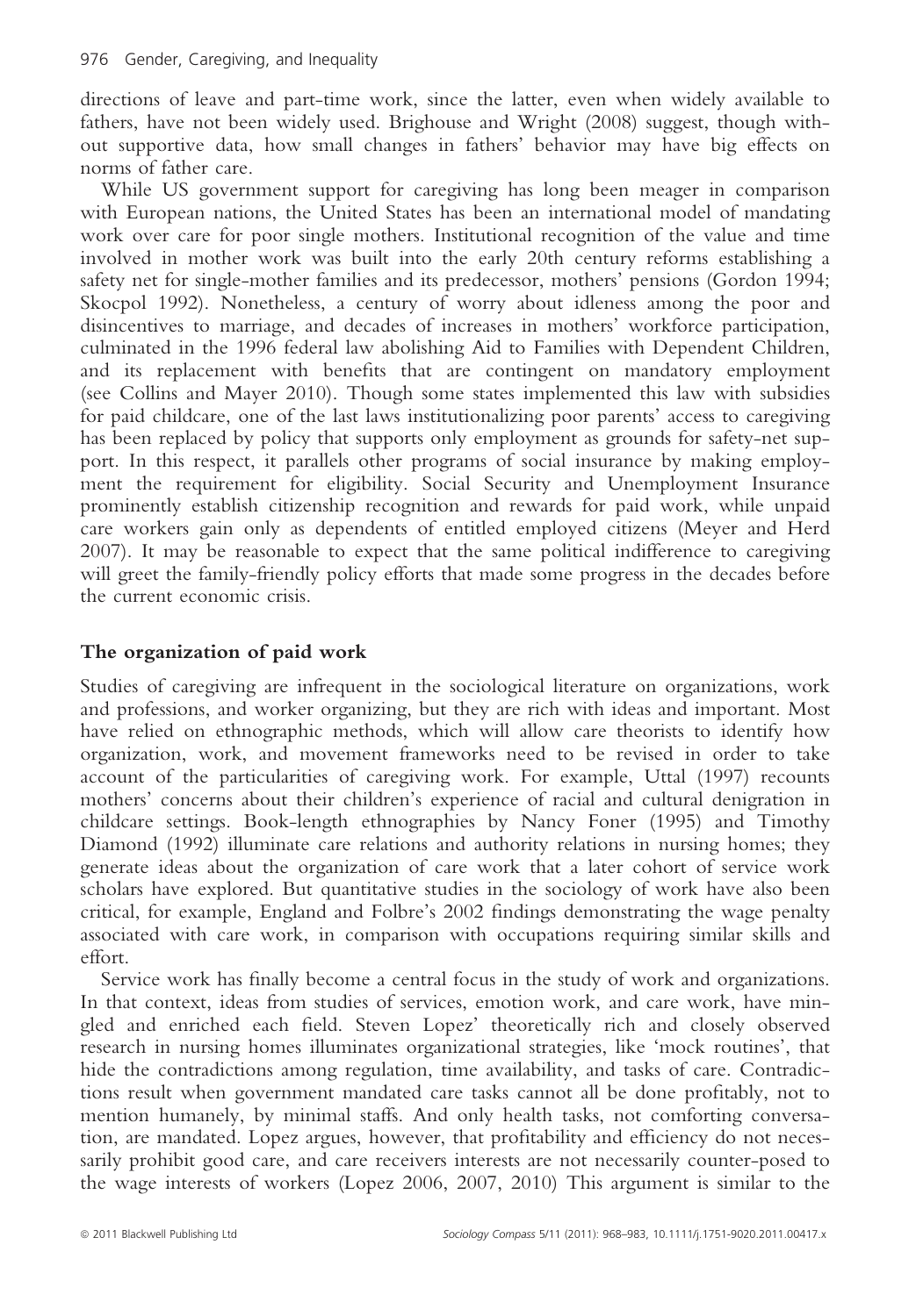directions of leave and part-time work, since the latter, even when widely available to fathers, have not been widely used. Brighouse and Wright (2008) suggest, though without supportive data, how small changes in fathers' behavior may have big effects on norms of father care.

While US government support for caregiving has long been meager in comparison with European nations, the United States has been an international model of mandating work over care for poor single mothers. Institutional recognition of the value and time involved in mother work was built into the early 20th century reforms establishing a safety net for single-mother families and its predecessor, mothers' pensions (Gordon 1994; Skocpol 1992). Nonetheless, a century of worry about idleness among the poor and disincentives to marriage, and decades of increases in mothers' workforce participation, culminated in the 1996 federal law abolishing Aid to Families with Dependent Children, and its replacement with benefits that are contingent on mandatory employment (see Collins and Mayer 2010). Though some states implemented this law with subsidies for paid childcare, one of the last laws institutionalizing poor parents' access to caregiving has been replaced by policy that supports only employment as grounds for safety-net support. In this respect, it parallels other programs of social insurance by making employment the requirement for eligibility. Social Security and Unemployment Insurance prominently establish citizenship recognition and rewards for paid work, while unpaid care workers gain only as dependents of entitled employed citizens (Meyer and Herd 2007). It may be reasonable to expect that the same political indifference to caregiving will greet the family-friendly policy efforts that made some progress in the decades before the current economic crisis.

## The organization of paid work

Studies of caregiving are infrequent in the sociological literature on organizations, work and professions, and worker organizing, but they are rich with ideas and important. Most have relied on ethnographic methods, which will allow care theorists to identify how organization, work, and movement frameworks need to be revised in order to take account of the particularities of caregiving work. For example, Uttal (1997) recounts mothers' concerns about their children's experience of racial and cultural denigration in childcare settings. Book-length ethnographies by Nancy Foner (1995) and Timothy Diamond (1992) illuminate care relations and authority relations in nursing homes; they generate ideas about the organization of care work that a later cohort of service work scholars have explored. But quantitative studies in the sociology of work have also been critical, for example, England and Folbre's 2002 findings demonstrating the wage penalty associated with care work, in comparison with occupations requiring similar skills and effort.

Service work has finally become a central focus in the study of work and organizations. In that context, ideas from studies of services, emotion work, and care work, have mingled and enriched each field. Steven Lopez' theoretically rich and closely observed research in nursing homes illuminates organizational strategies, like 'mock routines', that hide the contradictions among regulation, time availability, and tasks of care. Contradictions result when government mandated care tasks cannot all be done profitably, not to mention humanely, by minimal staffs. And only health tasks, not comforting conversation, are mandated. Lopez argues, however, that profitability and efficiency do not necessarily prohibit good care, and care receivers interests are not necessarily counter-posed to the wage interests of workers (Lopez 2006, 2007, 2010) This argument is similar to the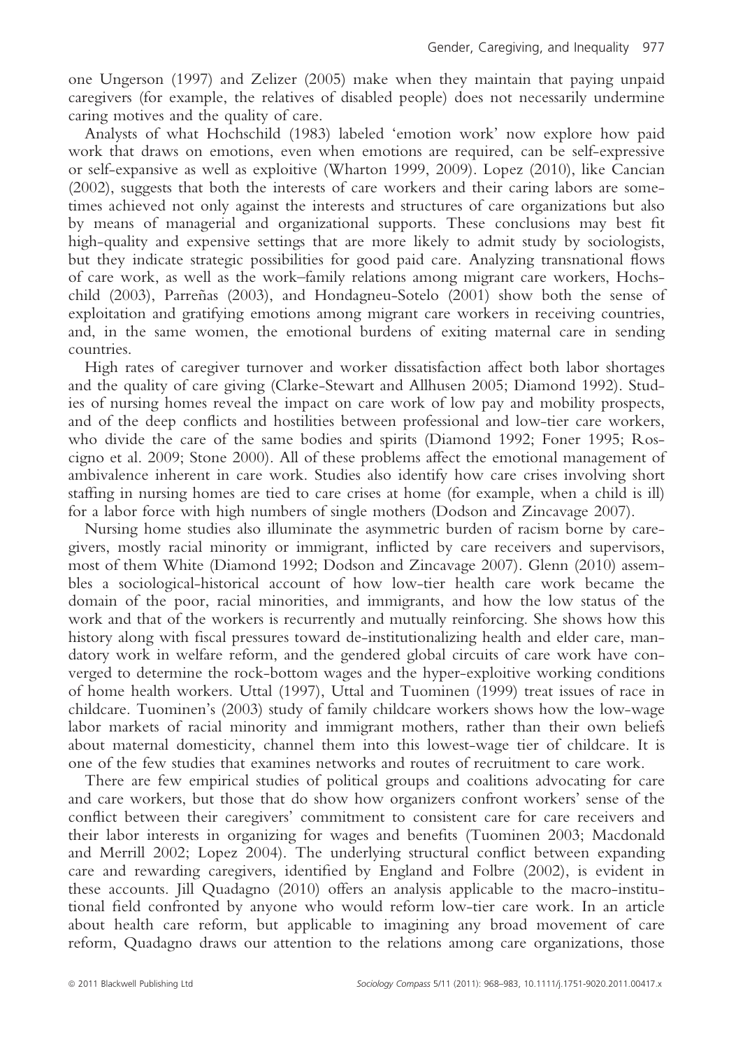one Ungerson (1997) and Zelizer (2005) make when they maintain that paying unpaid caregivers (for example, the relatives of disabled people) does not necessarily undermine caring motives and the quality of care.

Analysts of what Hochschild (1983) labeled 'emotion work' now explore how paid work that draws on emotions, even when emotions are required, can be self-expressive or self-expansive as well as exploitive (Wharton 1999, 2009). Lopez (2010), like Cancian (2002), suggests that both the interests of care workers and their caring labors are sometimes achieved not only against the interests and structures of care organizations but also by means of managerial and organizational supports. These conclusions may best fit high-quality and expensive settings that are more likely to admit study by sociologists, but they indicate strategic possibilities for good paid care. Analyzing transnational flows of care work, as well as the work–family relations among migrant care workers, Hochschild (2003), Parreñas (2003), and Hondagneu-Sotelo (2001) show both the sense of exploitation and gratifying emotions among migrant care workers in receiving countries, and, in the same women, the emotional burdens of exiting maternal care in sending countries.

High rates of caregiver turnover and worker dissatisfaction affect both labor shortages and the quality of care giving (Clarke-Stewart and Allhusen 2005; Diamond 1992). Studies of nursing homes reveal the impact on care work of low pay and mobility prospects, and of the deep conflicts and hostilities between professional and low-tier care workers, who divide the care of the same bodies and spirits (Diamond 1992; Foner 1995; Roscigno et al. 2009; Stone 2000). All of these problems affect the emotional management of ambivalence inherent in care work. Studies also identify how care crises involving short staffing in nursing homes are tied to care crises at home (for example, when a child is ill) for a labor force with high numbers of single mothers (Dodson and Zincavage 2007).

Nursing home studies also illuminate the asymmetric burden of racism borne by caregivers, mostly racial minority or immigrant, inflicted by care receivers and supervisors, most of them White (Diamond 1992; Dodson and Zincavage 2007). Glenn (2010) assembles a sociological-historical account of how low-tier health care work became the domain of the poor, racial minorities, and immigrants, and how the low status of the work and that of the workers is recurrently and mutually reinforcing. She shows how this history along with fiscal pressures toward de-institutionalizing health and elder care, mandatory work in welfare reform, and the gendered global circuits of care work have converged to determine the rock-bottom wages and the hyper-exploitive working conditions of home health workers. Uttal (1997), Uttal and Tuominen (1999) treat issues of race in childcare. Tuominen's (2003) study of family childcare workers shows how the low-wage labor markets of racial minority and immigrant mothers, rather than their own beliefs about maternal domesticity, channel them into this lowest-wage tier of childcare. It is one of the few studies that examines networks and routes of recruitment to care work.

There are few empirical studies of political groups and coalitions advocating for care and care workers, but those that do show how organizers confront workers' sense of the conflict between their caregivers' commitment to consistent care for care receivers and their labor interests in organizing for wages and benefits (Tuominen 2003; Macdonald and Merrill 2002; Lopez 2004). The underlying structural conflict between expanding care and rewarding caregivers, identified by England and Folbre (2002), is evident in these accounts. Jill Quadagno (2010) offers an analysis applicable to the macro-institutional field confronted by anyone who would reform low-tier care work. In an article about health care reform, but applicable to imagining any broad movement of care reform, Quadagno draws our attention to the relations among care organizations, those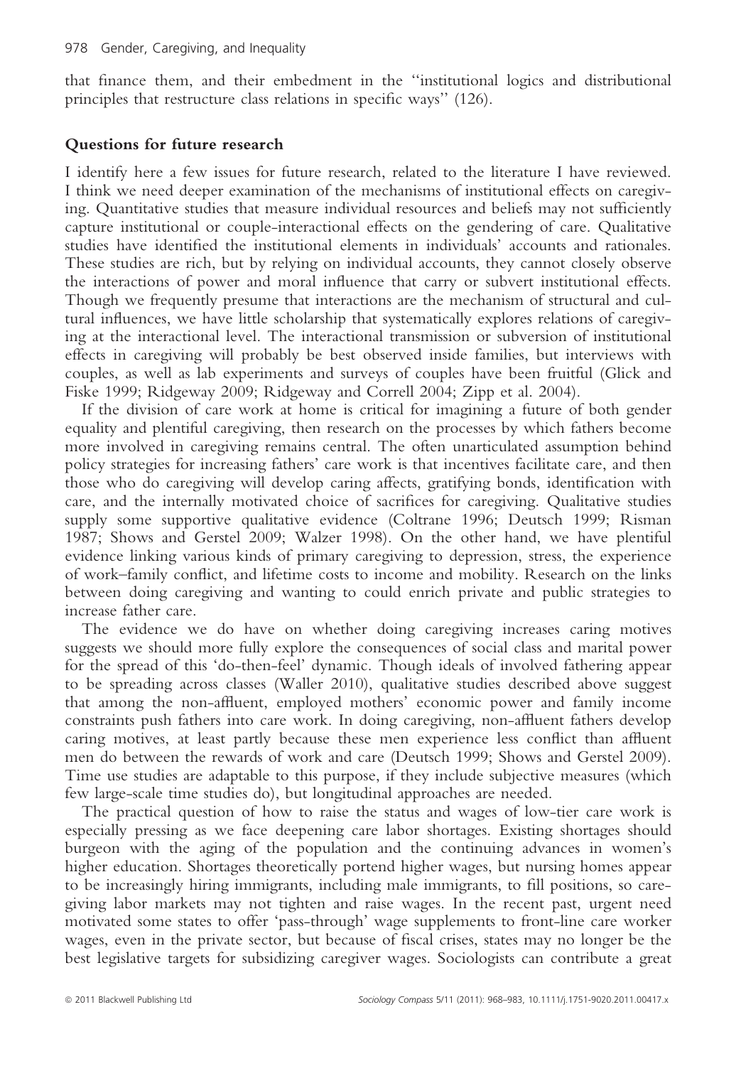that finance them, and their embedment in the ''institutional logics and distributional principles that restructure class relations in specific ways'' (126).

## Questions for future research

I identify here a few issues for future research, related to the literature I have reviewed. I think we need deeper examination of the mechanisms of institutional effects on caregiving. Quantitative studies that measure individual resources and beliefs may not sufficiently capture institutional or couple-interactional effects on the gendering of care. Qualitative studies have identified the institutional elements in individuals' accounts and rationales. These studies are rich, but by relying on individual accounts, they cannot closely observe the interactions of power and moral influence that carry or subvert institutional effects. Though we frequently presume that interactions are the mechanism of structural and cultural influences, we have little scholarship that systematically explores relations of caregiving at the interactional level. The interactional transmission or subversion of institutional effects in caregiving will probably be best observed inside families, but interviews with couples, as well as lab experiments and surveys of couples have been fruitful (Glick and Fiske 1999; Ridgeway 2009; Ridgeway and Correll 2004; Zipp et al. 2004).

If the division of care work at home is critical for imagining a future of both gender equality and plentiful caregiving, then research on the processes by which fathers become more involved in caregiving remains central. The often unarticulated assumption behind policy strategies for increasing fathers' care work is that incentives facilitate care, and then those who do caregiving will develop caring affects, gratifying bonds, identification with care, and the internally motivated choice of sacrifices for caregiving. Qualitative studies supply some supportive qualitative evidence (Coltrane 1996; Deutsch 1999; Risman 1987; Shows and Gerstel 2009; Walzer 1998). On the other hand, we have plentiful evidence linking various kinds of primary caregiving to depression, stress, the experience of work–family conflict, and lifetime costs to income and mobility. Research on the links between doing caregiving and wanting to could enrich private and public strategies to increase father care.

The evidence we do have on whether doing caregiving increases caring motives suggests we should more fully explore the consequences of social class and marital power for the spread of this 'do-then-feel' dynamic. Though ideals of involved fathering appear to be spreading across classes (Waller 2010), qualitative studies described above suggest that among the non-affluent, employed mothers' economic power and family income constraints push fathers into care work. In doing caregiving, non-affluent fathers develop caring motives, at least partly because these men experience less conflict than affluent men do between the rewards of work and care (Deutsch 1999; Shows and Gerstel 2009). Time use studies are adaptable to this purpose, if they include subjective measures (which few large-scale time studies do), but longitudinal approaches are needed.

The practical question of how to raise the status and wages of low-tier care work is especially pressing as we face deepening care labor shortages. Existing shortages should burgeon with the aging of the population and the continuing advances in women's higher education. Shortages theoretically portend higher wages, but nursing homes appear to be increasingly hiring immigrants, including male immigrants, to fill positions, so caregiving labor markets may not tighten and raise wages. In the recent past, urgent need motivated some states to offer 'pass-through' wage supplements to front-line care worker wages, even in the private sector, but because of fiscal crises, states may no longer be the best legislative targets for subsidizing caregiver wages. Sociologists can contribute a great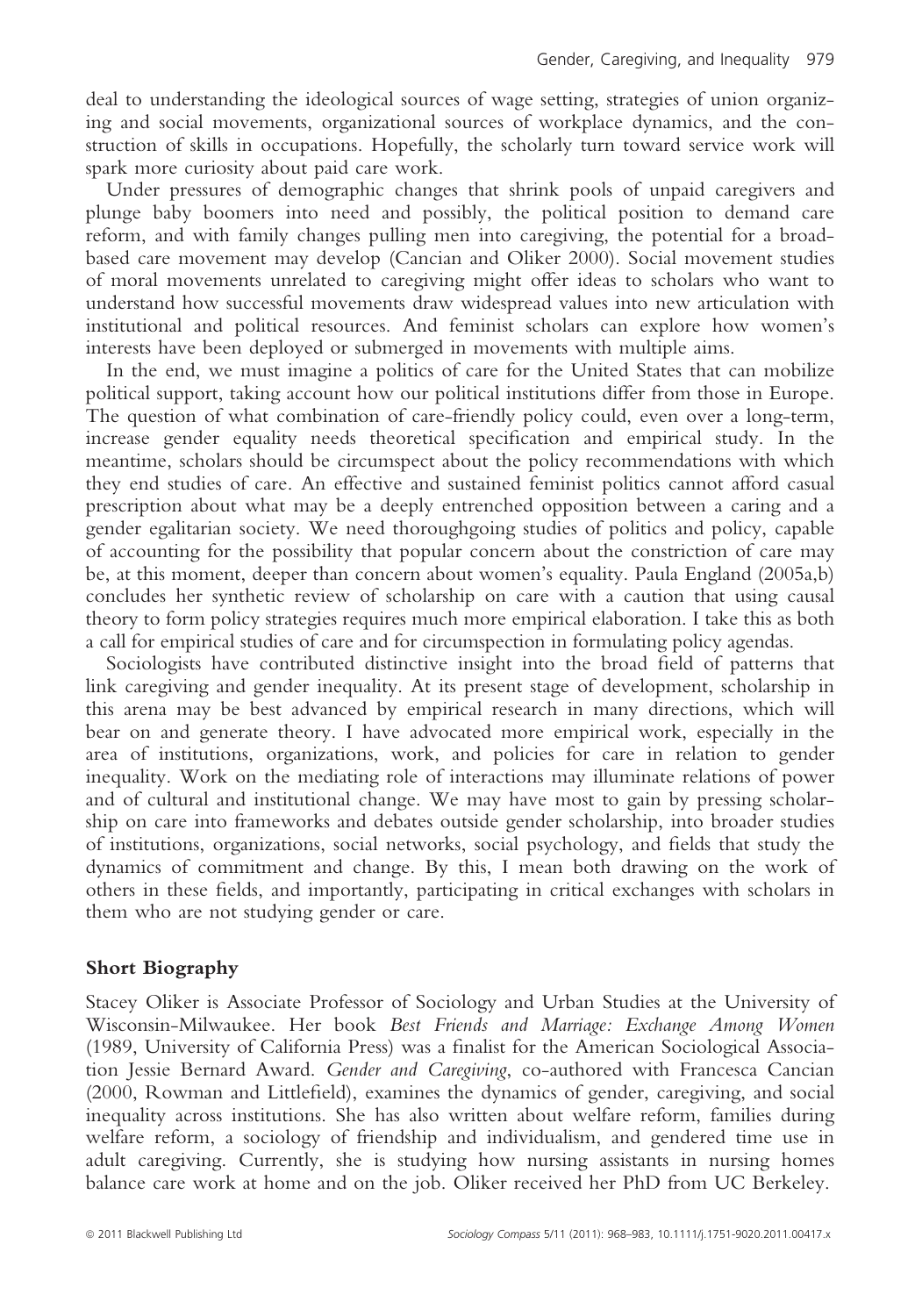deal to understanding the ideological sources of wage setting, strategies of union organizing and social movements, organizational sources of workplace dynamics, and the construction of skills in occupations. Hopefully, the scholarly turn toward service work will spark more curiosity about paid care work.

Under pressures of demographic changes that shrink pools of unpaid caregivers and plunge baby boomers into need and possibly, the political position to demand care reform, and with family changes pulling men into caregiving, the potential for a broad-based care movement may develop (Cancian and Oliker 2000). Social movement studies of moral movements unrelated to caregiving might offer ideas to scholars who want to understand how successful movements draw widespread values into new articulation with institutional and political resources. And feminist scholars can explore how women's interests have been deployed or submerged in movements with multiple aims.

In the end, we must imagine a politics of care for the United States that can mobilize political support, taking account how our political institutions differ from those in Europe. The question of what combination of care-friendly policy could, even over a long-term, increase gender equality needs theoretical specification and empirical study. In the meantime, scholars should be circumspect about the policy recommendations with which they end studies of care. An effective and sustained feminist politics cannot afford casual prescription about what may be a deeply entrenched opposition between a caring and a gender egalitarian society. We need thoroughgoing studies of politics and policy, capable of accounting for the possibility that popular concern about the constriction of care may be, at this moment, deeper than concern about women's equality. Paula England (2005a,b) concludes her synthetic review of scholarship on care with a caution that using causal theory to form policy strategies requires much more empirical elaboration. I take this as both a call for empirical studies of care and for circumspection in formulating policy agendas.

Sociologists have contributed distinctive insight into the broad field of patterns that link caregiving and gender inequality. At its present stage of development, scholarship in this arena may be best advanced by empirical research in many directions, which will bear on and generate theory. I have advocated more empirical work, especially in the area of institutions, organizations, work, and policies for care in relation to gender inequality. Work on the mediating role of interactions may illuminate relations of power and of cultural and institutional change. We may have most to gain by pressing scholarship on care into frameworks and debates outside gender scholarship, into broader studies of institutions, organizations, social networks, social psychology, and fields that study the dynamics of commitment and change. By this, I mean both drawing on the work of others in these fields, and importantly, participating in critical exchanges with scholars in them who are not studying gender or care.

## Short Biography

Stacey Oliker is Associate Professor of Sociology and Urban Studies at the University of Wisconsin-Milwaukee. Her book *Best Friends and Marriage: Exchange Among Women* (1989, University of California Press) was a finalist for the American Sociological Association Jessie Bernard Award. *Gender and Caregiving*, co-authored with Francesca Cancian (2000, Rowman and Littlefield), examines the dynamics of gender, caregiving, and social inequality across institutions. She has also written about welfare reform, families during welfare reform, a sociology of friendship and individualism, and gendered time use in adult caregiving. Currently, she is studying how nursing assistants in nursing homes balance care work at home and on the job. Oliker received her PhD from UC Berkeley.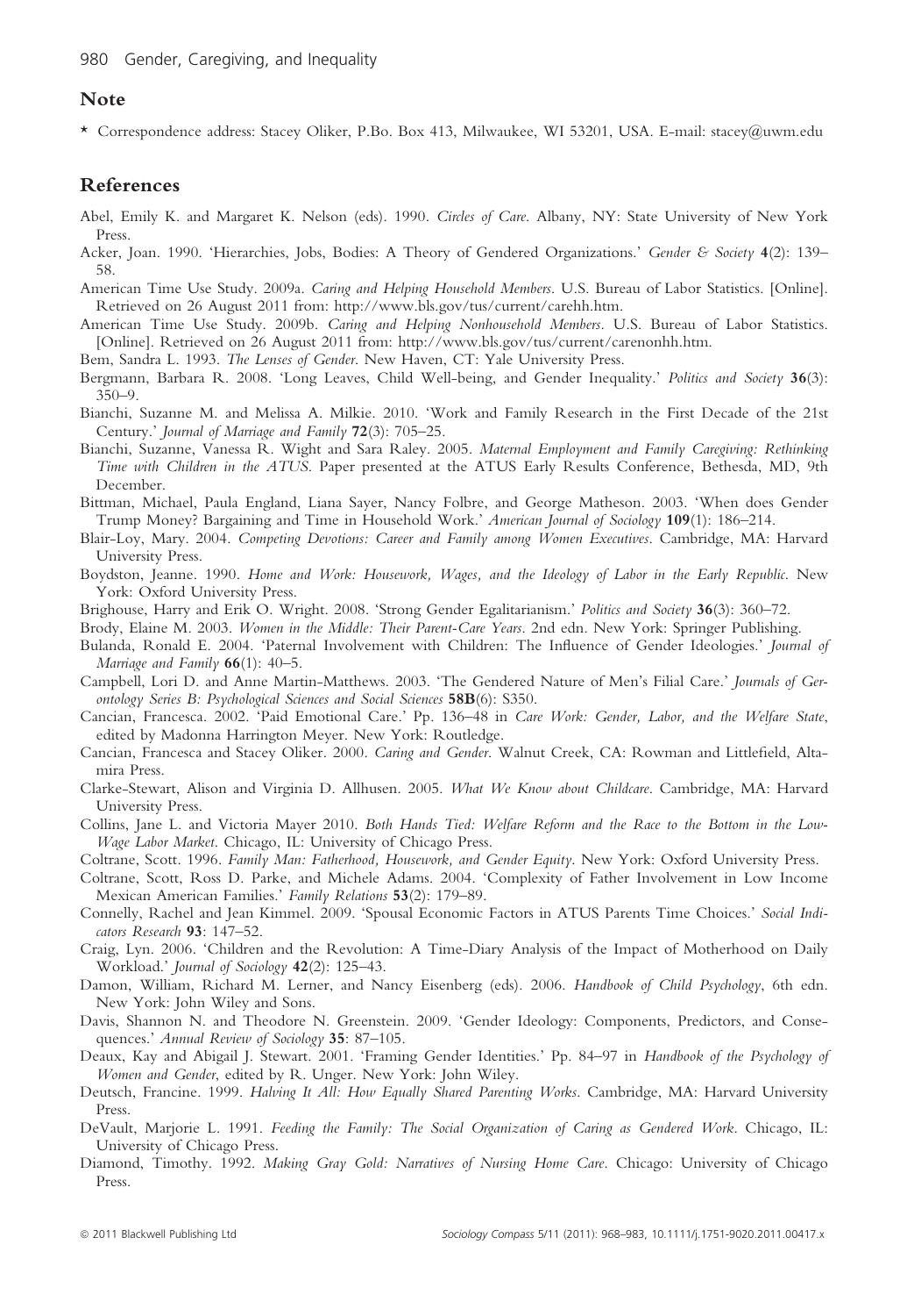## Note

\* Correspondence address: Stacey Oliker, P.Bo. Box 413, Milwaukee, WI 53201, USA. E-mail: stacey@uwm.edu

## References

Abel, Emily K. and Margaret K. Nelson (eds). 1990. *Circles of Care*. Albany, NY: State University of New York Press.

Acker, Joan. 1990. 'Hierarchies, Jobs, Bodies: A Theory of Gendered Organizations.' *Gender & Society* **4**(2): 139–58.

American Time Use Study. 2009a. *Caring and Helping Household Members*. U.S. Bureau of Labor Statistics. [Online]. Retrieved on 26 August 2011 from: http://www.bls.gov/tus/current/carehh.htm.

American Time Use Study. 2009b. *Caring and Helping Nonhousehold Members*. U.S. Bureau of Labor Statistics. [Online]. Retrieved on 26 August 2011 from: http://www.bls.gov/tus/current/carenonhh.htm.

Bem, Sandra L. 1993. *The Lenses of Gender*. New Haven, CT: Yale University Press.

Bergmann, Barbara R. 2008. 'Long Leaves, Child Well-being, and Gender Inequality.' *Politics and Society* **36**(3): 350–9.

Bianchi, Suzanne M. and Melissa A. Milkie. 2010. 'Work and Family Research in the First Decade of the 21st Century.' *Journal of Marriage and Family* **72**(3): 705–25.

Bianchi, Suzanne, Vanessa R. Wight and Sara Raley. 2005. *Maternal Employment and Family Caregiving: Rethinking Time with Children in the ATUS*. Paper presented at the ATUS Early Results Conference, Bethesda, MD, 9th December.

Bittman, Michael, Paula England, Liana Sayer, Nancy Folbre, and George Matheson. 2003. 'When does Gender Trump Money? Bargaining and Time in Household Work.' *American Journal of Sociology* **109**(1): 186–214.

Blair-Loy, Mary. 2004. *Competing Devotions: Career and Family among Women Executives*. Cambridge, MA: Harvard University Press.

Boydston, Jeanne. 1990. *Home and Work: Housework, Wages, and the Ideology of Labor in the Early Republic*. New York: Oxford University Press.

Brighouse, Harry and Erik O. Wright. 2008. 'Strong Gender Egalitarianism.' *Politics and Society* **36**(3): 360–72.

Brody, Elaine M. 2003. *Women in the Middle: Their Parent-Care Years*. 2nd edn. New York: Springer Publishing.

Bulanda, Ronald E. 2004. 'Paternal Involvement with Children: The Influence of Gender Ideologies.' *Journal of Marriage and Family* **66**(1): 40–5.

Campbell, Lori D. and Anne Martin-Matthews. 2003. 'The Gendered Nature of Men's Filial Care.' *Journals of Gerontology Series B: Psychological Sciences and Social Sciences* **58B**(6): S350.

Cancian, Francesca. 2002. 'Paid Emotional Care.' Pp. 136–48 in *Care Work: Gender, Labor, and the Welfare State*, edited by Madonna Harrington Meyer. New York: Routledge.

Cancian, Francesca and Stacey Oliker. 2000. *Caring and Gender*. Walnut Creek, CA: Rowman and Littlefield, Altamira Press.

Clarke-Stewart, Alison and Virginia D. Allhusen. 2005. *What We Know about Childcare*. Cambridge, MA: Harvard University Press.

Collins, Jane L. and Victoria Mayer 2010. *Both Hands Tied: Welfare Reform and the Race to the Bottom in the Low-Wage Labor Market*. Chicago, IL: University of Chicago Press.

Coltrane, Scott. 1996. *Family Man: Fatherhood, Housework, and Gender Equity*. New York: Oxford University Press.

Coltrane, Scott, Ross D. Parke, and Michele Adams. 2004. 'Complexity of Father Involvement in Low Income Mexican American Families.' *Family Relations* **53**(2): 179–89.

Connelly, Rachel and Jean Kimmel. 2009. 'Spousal Economic Factors in ATUS Parents Time Choices.' *Social Indicators Research* **93**: 147–52.

Craig, Lyn. 2006. 'Children and the Revolution: A Time-Diary Analysis of the Impact of Motherhood on Daily Workload.' *Journal of Sociology* **42**(2): 125–43.

Damon, William, Richard M. Lerner, and Nancy Eisenberg (eds). 2006. *Handbook of Child Psychology*, 6th edn. New York: John Wiley and Sons.

Davis, Shannon N. and Theodore N. Greenstein. 2009. 'Gender Ideology: Components, Predictors, and Consequences.' *Annual Review of Sociology* **35**: 87–105.

Deaux, Kay and Abigail J. Stewart. 2001. 'Framing Gender Identities.' Pp. 84–97 in *Handbook of the Psychology of Women and Gender*, edited by R. Unger. New York: John Wiley.

Deutsch, Francine. 1999. *Halving It All: How Equally Shared Parenting Works*. Cambridge, MA: Harvard University Press.

DeVault, Marjorie L. 1991. *Feeding the Family: The Social Organization of Caring as Gendered Work*. Chicago, IL: University of Chicago Press.

Diamond, Timothy. 1992. *Making Gray Gold: Narratives of Nursing Home Care*. Chicago: University of Chicago Press.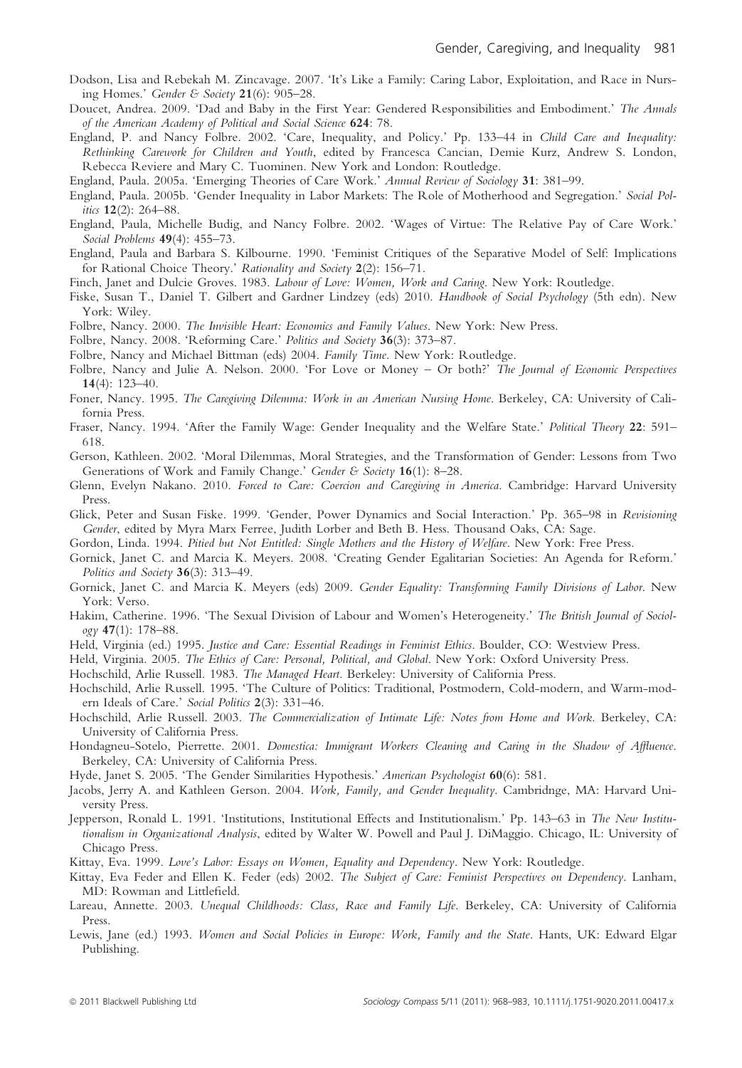Dodson, Lisa and Rebekah M. Zincavage. 2007. 'It's Like a Family: Caring Labor, Exploitation, and Race in Nursing Homes.' *Gender & Society* **21**(6): 905–28.

Doucet, Andrea. 2009. 'Dad and Baby in the First Year: Gendered Responsibilities and Embodiment.' *The Annals of the American Academy of Political and Social Science* **624**: 78.

England, P. and Nancy Folbre. 2002. 'Care, Inequality, and Policy.' Pp. 133–44 in *Child Care and Inequality: Rethinking Carework for Children and Youth*, edited by Francesca Cancian, Demie Kurz, Andrew S. London, Rebecca Reviere and Mary C. Tuominen. New York and London: Routledge.

England, Paula. 2005a. 'Emerging Theories of Care Work.' *Annual Review of Sociology* **31**: 381–99.

England, Paula. 2005b. 'Gender Inequality in Labor Markets: The Role of Motherhood and Segregation.' *Social Politics* **12**(2): 264–88.

England, Paula, Michelle Budig, and Nancy Folbre. 2002. 'Wages of Virtue: The Relative Pay of Care Work.' *Social Problems* **49**(4): 455–73.

England, Paula and Barbara S. Kilbourne. 1990. 'Feminist Critiques of the Separative Model of Self: Implications for Rational Choice Theory.' *Rationality and Society* **2**(2): 156–71.

Finch, Janet and Dulcie Groves. 1983. *Labour of Love: Women, Work and Caring*. New York: Routledge.

Fiske, Susan T., Daniel T. Gilbert and Gardner Lindzey (eds) 2010. *Handbook of Social Psychology* (5th edn). New York: Wiley.

Folbre, Nancy. 2000. *The Invisible Heart: Economics and Family Values*. New York: New Press.

Folbre, Nancy. 2008. 'Reforming Care.' *Politics and Society* **36**(3): 373–87.

Folbre, Nancy and Michael Bittman (eds) 2004. *Family Time*. New York: Routledge.

Folbre, Nancy and Julie A. Nelson. 2000. 'For Love or Money – Or both?' *The Journal of Economic Perspectives* **14**(4): 123–40.

Foner, Nancy. 1995. *The Caregiving Dilemma: Work in an American Nursing Home*. Berkeley, CA: University of California Press.

Fraser, Nancy. 1994. 'After the Family Wage: Gender Inequality and the Welfare State.' *Political Theory* **22**: 591–618.

Gerson, Kathleen. 2002. 'Moral Dilemmas, Moral Strategies, and the Transformation of Gender: Lessons from Two Generations of Work and Family Change.' *Gender & Society* **16**(1): 8–28.

Glenn, Evelyn Nakano. 2010. *Forced to Care: Coercion and Caregiving in America*. Cambridge: Harvard University Press.

Glick, Peter and Susan Fiske. 1999. 'Gender, Power Dynamics and Social Interaction.' Pp. 365–98 in *Revisioning Gender*, edited by Myra Marx Ferree, Judith Lorber and Beth B. Hess. Thousand Oaks, CA: Sage.

Gordon, Linda. 1994. *Pitied but Not Entitled: Single Mothers and the History of Welfare*. New York: Free Press.

Gornick, Janet C. and Marcia K. Meyers. 2008. 'Creating Gender Egalitarian Societies: An Agenda for Reform.' *Politics and Society* **36**(3): 313–49.

Gornick, Janet C. and Marcia K. Meyers (eds) 2009. *Gender Equality: Transforming Family Divisions of Labor*. New York: Verso.

Hakim, Catherine. 1996. 'The Sexual Division of Labour and Women's Heterogeneity.' *The British Journal of Sociology* **47**(1): 178–88.

Held, Virginia (ed.) 1995. *Justice and Care: Essential Readings in Feminist Ethics*. Boulder, CO: Westview Press.

Held, Virginia. 2005. *The Ethics of Care: Personal, Political, and Global*. New York: Oxford University Press.

Hochschild, Arlie Russell. 1983. *The Managed Heart*. Berkeley: University of California Press.

Hochschild, Arlie Russell. 1995. 'The Culture of Politics: Traditional, Postmodern, Cold-modern, and Warm-modern Ideals of Care.' *Social Politics* **2**(3): 331–46.

Hochschild, Arlie Russell. 2003. *The Commercialization of Intimate Life: Notes from Home and Work*. Berkeley, CA: University of California Press.

Hondagneu-Sotelo, Pierrette. 2001. *Domestica: Immigrant Workers Cleaning and Caring in the Shadow of Affluence*. Berkeley, CA: University of California Press.

Hyde, Janet S. 2005. 'The Gender Similarities Hypothesis.' *American Psychologist* **60**(6): 581.

Jacobs, Jerry A. and Kathleen Gerson. 2004. *Work, Family, and Gender Inequality*. Cambridnge, MA: Harvard University Press.

Jepperson, Ronald L. 1991. 'Institutions, Institutional Effects and Institutionalism.' Pp. 143–63 in *The New Institutionalism in Organizational Analysis*, edited by Walter W. Powell and Paul J. DiMaggio. Chicago, IL: University of Chicago Press.

Kittay, Eva. 1999. *Love's Labor: Essays on Women, Equality and Dependency*. New York: Routledge.

Kittay, Eva Feder and Ellen K. Feder (eds) 2002. *The Subject of Care: Feminist Perspectives on Dependency*. Lanham, MD: Rowman and Littlefield.

Lareau, Annette. 2003. *Unequal Childhoods: Class, Race and Family Life*. Berkeley, CA: University of California Press.

Lewis, Jane (ed.) 1993. *Women and Social Policies in Europe: Work, Family and the State*. Hants, UK: Edward Elgar Publishing.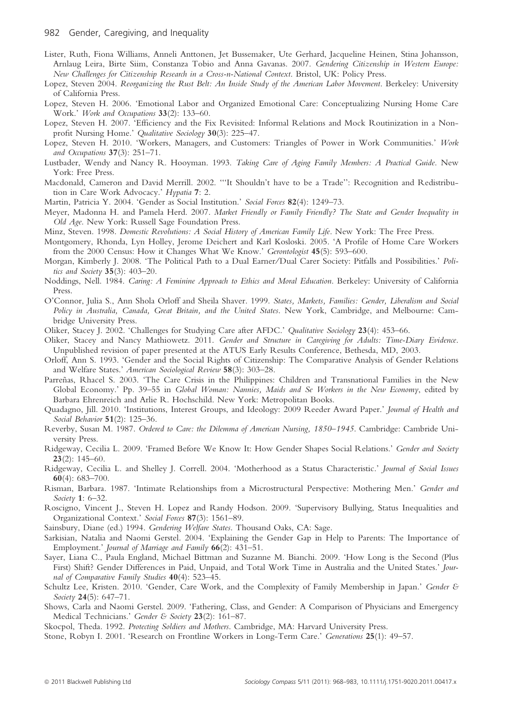Lister, Ruth, Fiona Williams, Anneli Anttonen, Jet Bussemaker, Ute Gerhard, Jacqueline Heinen, Stina Johansson, Arnlaug Leira, Birte Siim, Constanza Tobio and Anna Gavanas. 2007. *Gendering Citizenship in Western Europe: New Challenges for Citizenship Research in a Cross-n-National Context*. Bristol, UK: Policy Press.

Lopez, Steven 2004. *Reorganizing the Rust Belt: An Inside Study of the American Labor Movement*. Berkeley: University of California Press.

Lopez, Steven H. 2006. 'Emotional Labor and Organized Emotional Care: Conceptualizing Nursing Home Care Work.' *Work and Occupations* **33**(2): 133–60.

Lopez, Steven H. 2007. 'Efficiency and the Fix Revisited: Informal Relations and Mock Routinization in a Non-profit Nursing Home.' *Qualitative Sociology* **30**(3): 225–47.

Lopez, Steven H. 2010. 'Workers, Managers, and Customers: Triangles of Power in Work Communities.' *Work and Occupations* **37**(3): 251–71.

Lustbader, Wendy and Nancy R. Hooyman. 1993. *Taking Care of Aging Family Members: A Practical Guide*. New York: Free Press.

Macdonald, Cameron and David Merrill. 2002. '"It Shouldn't have to be a Trade": Recognition and Redistribution in Care Work Advocacy.' *Hypatia* **7**: 2.

Martin, Patricia Y. 2004. 'Gender as Social Institution.' *Social Forces* **82**(4): 1249–73.

Meyer, Madonna H. and Pamela Herd. 2007. *Market Friendly or Family Friendly? The State and Gender Inequality in Old Age*. New York: Russell Sage Foundation Press.

Minz, Steven. 1998. *Domestic Revolutions: A Social History of American Family Life*. New York: The Free Press.

Montgomery, Rhonda, Lyn Holley, Jerome Deichert and Karl Kosloski. 2005. 'A Profile of Home Care Workers from the 2000 Census: How it Changes What We Know.' *Gerontologist* **45**(5): 593–600.

Morgan, Kimberly J. 2008. 'The Political Path to a Dual Earner/Dual Carer Society: Pitfalls and Possibilities.' *Politics and Society* **35**(3): 403–20.

Noddings, Nell. 1984. *Caring: A Feminine Approach to Ethics and Moral Education*. Berkeley: University of California Press.

O'Connor, Julia S., Ann Shola Orloff and Sheila Shaver. 1999. *States, Markets, Families: Gender, Liberalism and Social Policy in Australia, Canada, Great Britain, and the United States*. New York, Cambridge, and Melbourne: Cambridge University Press.

Oliker, Stacey J. 2002. 'Challenges for Studying Care after AFDC.' *Qualitative Sociology* **23**(4): 453–66.

Oliker, Stacey and Nancy Mathiowetz. 2011. *Gender and Structure in Caregiving for Adults: Time-Diary Evidence*. Unpublished revision of paper presented at the ATUS Early Results Conference, Bethesda, MD, 2003.

Orloff, Ann S. 1993. 'Gender and the Social Rights of Citizenship: The Comparative Analysis of Gender Relations and Welfare States.' *American Sociological Review* **58**(3): 303–28.

Parreñas, Rhacel S. 2003. 'The Care Crisis in the Philippines: Children and Transnational Families in the New Global Economy.' Pp. 39–55 in *Global Woman: Nannies, Maids and Se Workers in the New Economy*, edited by Barbara Ehrenreich and Arlie R. Hochschild. New York: Metropolitan Books.

Quadagno, Jill. 2010. 'Institutions, Interest Groups, and Ideology: 2009 Reeder Award Paper.' *Journal of Health and Social Behavior* **51**(2): 125–36.

Reverby, Susan M. 1987. *Ordered to Care: the Dilemma of American Nursing, 1850–1945*. Cambridge: Cambride University Press.

Ridgeway, Cecilia L. 2009. 'Framed Before We Know It: How Gender Shapes Social Relations.' *Gender and Society* **23**(2): 145–60.

Ridgeway, Cecilia L. and Shelley J. Correll. 2004. 'Motherhood as a Status Characteristic.' *Journal of Social Issues* **60**(4): 683–700.

Risman, Barbara. 1987. 'Intimate Relationships from a Microstructural Perspective: Mothering Men.' *Gender and Society* **1**: 6–32.

Roscigno, Vincent J., Steven H. Lopez and Randy Hodson. 2009. 'Supervisory Bullying, Status Inequalities and Organizational Context.' *Social Forces* **87**(3): 1561–89.

Sainsbury, Diane (ed.) 1994. *Gendering Welfare States*. Thousand Oaks, CA: Sage.

Sarkisian, Natalia and Naomi Gerstel. 2004. 'Explaining the Gender Gap in Help to Parents: The Importance of Employment.' *Journal of Marriage and Family* **66**(2): 431–51.

Sayer, Liana C., Paula England, Michael Bittman and Suzanne M. Bianchi. 2009. 'How Long is the Second (Plus First) Shift? Gender Differences in Paid, Unpaid, and Total Work Time in Australia and the United States.' *Journal of Comparative Family Studies* **40**(4): 523–45.

Schultz Lee, Kristen. 2010. 'Gender, Care Work, and the Complexity of Family Membership in Japan.' *Gender & Society* **24**(5): 647–71.

Shows, Carla and Naomi Gerstel. 2009. 'Fathering, Class, and Gender: A Comparison of Physicians and Emergency Medical Technicians.' *Gender & Society* **23**(2): 161–87.

Skocpol, Theda. 1992. *Protecting Soldiers and Mothers*. Cambridge, MA: Harvard University Press.

Stone, Robyn I. 2001. 'Research on Frontline Workers in Long-Term Care.' *Generations* **25**(1): 49–57.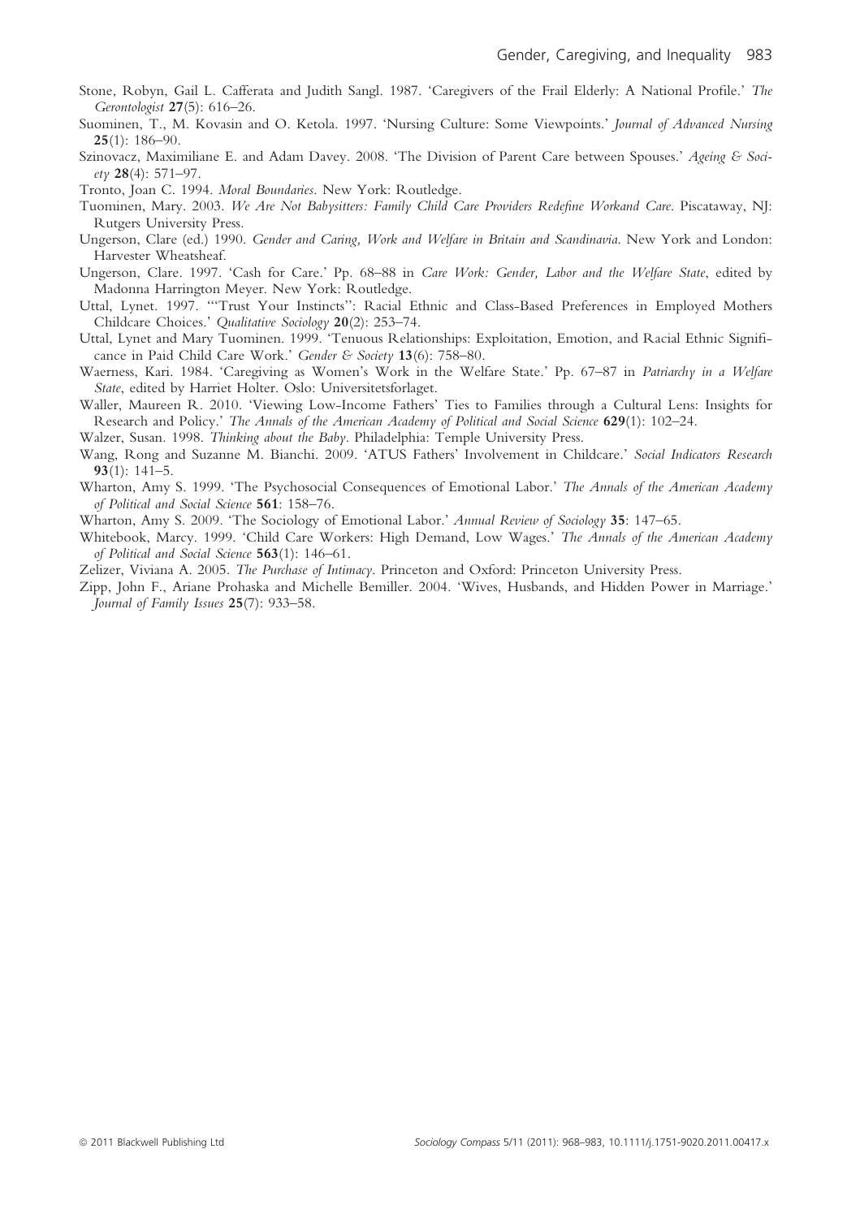Stone, Robyn, Gail L. Cafferata and Judith Sangl. 1987. 'Caregivers of the Frail Elderly: A National Profile.' *The Gerontologist* **27**(5): 616–26.

Suominen, T., M. Kovasin and O. Ketola. 1997. 'Nursing Culture: Some Viewpoints.' *Journal of Advanced Nursing* **25**(1): 186–90.

Szinovacz, Maximiliane E. and Adam Davey. 2008. 'The Division of Parent Care between Spouses.' *Ageing & Society* **28**(4): 571–97.

Tronto, Joan C. 1994. *Moral Boundaries*. New York: Routledge.

Tuominen, Mary. 2003. *We Are Not Babysitters: Family Child Care Providers Redefine Workand Care*. Piscataway, NJ: Rutgers University Press.

Ungerson, Clare (ed.) 1990. *Gender and Caring, Work and Welfare in Britain and Scandinavia*. New York and London: Harvester Wheatsheaf.

Ungerson, Clare. 1997. 'Cash for Care.' Pp. 68–88 in *Care Work: Gender, Labor and the Welfare State*, edited by Madonna Harrington Meyer. New York: Routledge.

Uttal, Lynet. 1997. '"Trust Your Instincts": Racial Ethnic and Class-Based Preferences in Employed Mothers Childcare Choices.' *Qualitative Sociology* **20**(2): 253–74.

Uttal, Lynet and Mary Tuominen. 1999. 'Tenuous Relationships: Exploitation, Emotion, and Racial Ethnic Significance in Paid Child Care Work.' *Gender & Society* **13**(6): 758–80.

Waerness, Kari. 1984. 'Caregiving as Women's Work in the Welfare State.' Pp. 67–87 in *Patriarchy in a Welfare State*, edited by Harriet Holter. Oslo: Universitetsforlaget.

Waller, Maureen R. 2010. 'Viewing Low-Income Fathers' Ties to Families through a Cultural Lens: Insights for Research and Policy.' *The Annals of the American Academy of Political and Social Science* **629**(1): 102–24.

Walzer, Susan. 1998. *Thinking about the Baby*. Philadelphia: Temple University Press.

Wang, Rong and Suzanne M. Bianchi. 2009. 'ATUS Fathers' Involvement in Childcare.' *Social Indicators Research* **93**(1): 141–5.

Wharton, Amy S. 1999. 'The Psychosocial Consequences of Emotional Labor.' *The Annals of the American Academy of Political and Social Science* **561**: 158–76.

Wharton, Amy S. 2009. 'The Sociology of Emotional Labor.' *Annual Review of Sociology* **35**: 147–65.

Whitebook, Marcy. 1999. 'Child Care Workers: High Demand, Low Wages.' *The Annals of the American Academy of Political and Social Science* **563**(1): 146–61.

Zelizer, Viviana A. 2005. *The Purchase of Intimacy*. Princeton and Oxford: Princeton University Press.

Zipp, John F., Ariane Prohaska and Michelle Bemiller. 2004. 'Wives, Husbands, and Hidden Power in Marriage.' *Journal of Family Issues* **25**(7): 933–58.